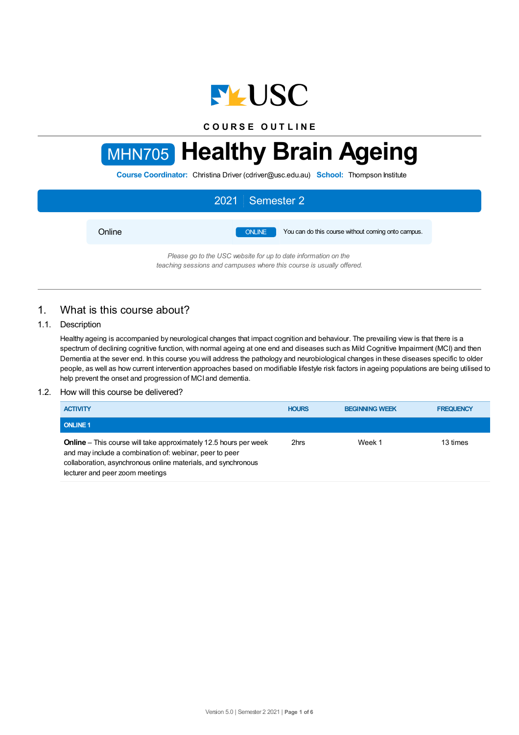COURSE OUTLINE

# MHN705 Healthy Brain Ageing

**Course Coordinator:** Christina Driver (cdriver@usc.edu.au) **School:** Thompson Institute

**2021 | Semester 2**

Online | ONLINE | You can do this course without coming onto campus.

*Please go to the USC website for up to date information on the teaching sessions and campuses where this course is usually offered.*

## 1. What is this course about?

### 1.1. Description

Healthy ageing is accompanied by neurological changes that impact cognition and behaviour. The prevailing view is that there is a spectrum of declining cognitive function, with normal ageing at one end and diseases such as Mild Cognitive Impairment (MCI) and then Dementia at the sever end. In this course you will address the pathology and neurobiological changes in these diseases specific to older people, as well as how current intervention approaches based on modifiable lifestyle risk factors in ageing populations are being utilised to help prevent the onset and progression of MCI and dementia.

### 1.2. How will this course be delivered?

| ACTIVITY | HOURS | BEGINNING WEEK | FREQUENCY |
|---|---|---|---|
| **ONLINE 1** | | | |
| **Online** – This course will take approximately 12.5 hours per week and may include a combination of: webinar, peer to peer collaboration, asynchronous online materials, and synchronous lecturer and peer zoom meetings | 2hrs | Week 1 | 13 times |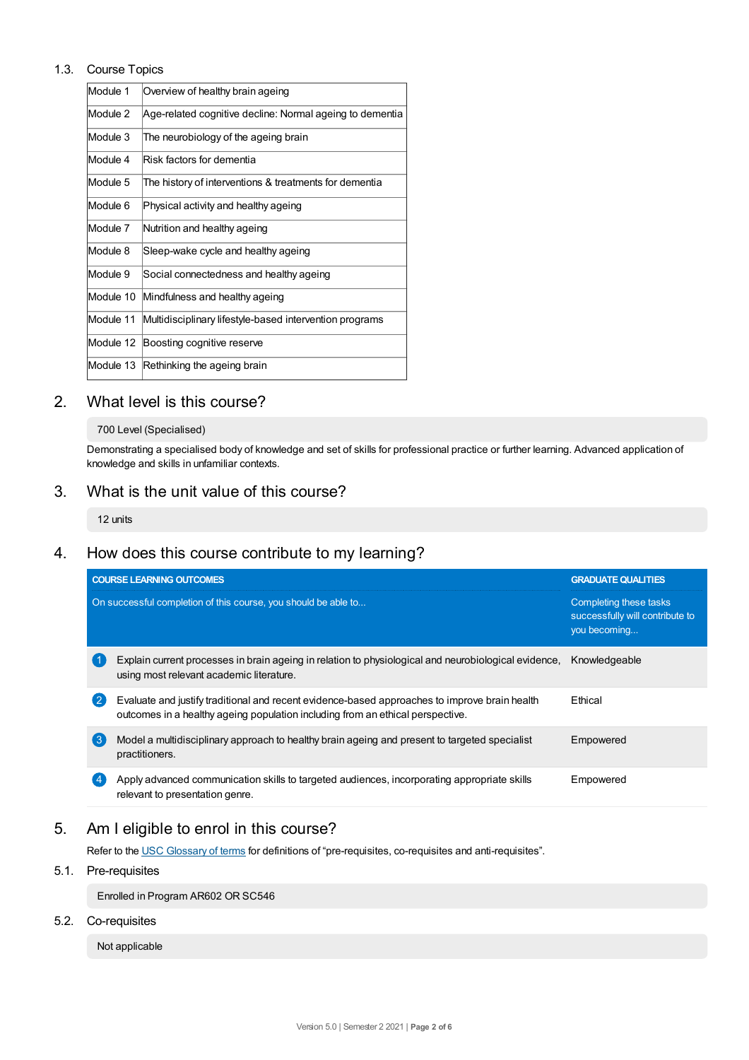### 1.3. Course Topics

| | |
|---|---|
| Module 1 | Overview of healthy brain ageing |
| Module 2 | Age-related cognitive decline: Normal ageing to dementia |
| Module 3 | The neurobiology of the ageing brain |
| Module 4 | Risk factors for dementia |
| Module 5 | The history of interventions & treatments for dementia |
| Module 6 | Physical activity and healthy ageing |
| Module 7 | Nutrition and healthy ageing |
| Module 8 | Sleep-wake cycle and healthy ageing |
| Module 9 | Social connectedness and healthy ageing |
| Module 10 | Mindfulness and healthy ageing |
| Module 11 | Multidisciplinary lifestyle-based intervention programs |
| Module 12 | Boosting cognitive reserve |
| Module 13 | Rethinking the ageing brain |

## 2. What level is this course?

700 Level (Specialised)

Demonstrating a specialised body of knowledge and set of skills for professional practice or further learning. Advanced application of knowledge and skills in unfamiliar contexts.

## 3. What is the unit value of this course?

12 units

## 4. How does this course contribute to my learning?

| | COURSE LEARNING OUTCOMES<br>On successful completion of this course, you should be able to... | GRADUATE QUALITIES<br>Completing these tasks successfully will contribute to you becoming... |
|---|---|---|
| 1 | Explain current processes in brain ageing in relation to physiological and neurobiological evidence, using most relevant academic literature. | Knowledgeable |
| 2 | Evaluate and justify traditional and recent evidence-based approaches to improve brain health outcomes in a healthy ageing population including from an ethical perspective. | Ethical |
| 3 | Model a multidisciplinary approach to healthy brain ageing and present to targeted specialist practitioners. | Empowered |
| 4 | Apply advanced communication skills to targeted audiences, incorporating appropriate skills relevant to presentation genre. | Empowered |

## 5. Am I eligible to enrol in this course?

Refer to the USC Glossary of terms for definitions of "pre-requisites, co-requisites and anti-requisites".

### 5.1. Pre-requisites

Enrolled in Program AR602 OR SC546

### 5.2. Co-requisites

Not applicable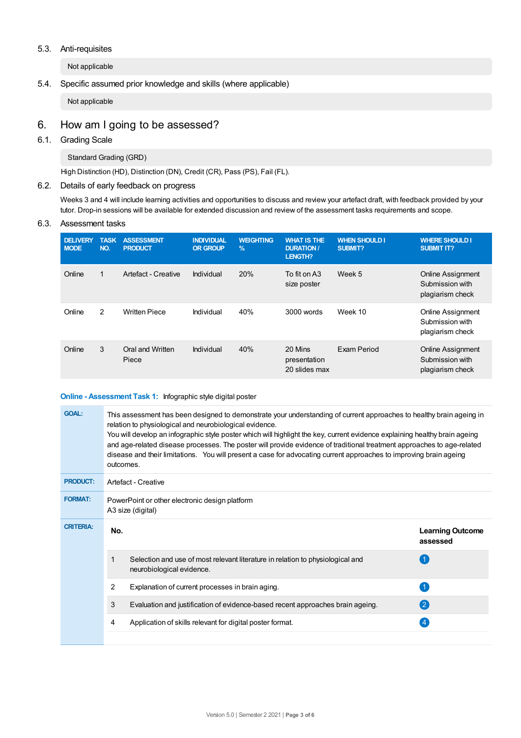### 5.3. Anti-requisites

Not applicable

### 5.4. Specific assumed prior knowledge and skills (where applicable)

Not applicable

## 6. How am I going to be assessed?

### 6.1. Grading Scale

Standard Grading (GRD)

High Distinction (HD), Distinction (DN), Credit (CR), Pass (PS), Fail (FL).

### 6.2. Details of early feedback on progress

Weeks 3 and 4 will include learning activities and opportunities to discuss and review your artefact draft, with feedback provided by your tutor. Drop-in sessions will be available for extended discussion and review of the assessment tasks requirements and scope.

### 6.3. Assessment tasks

| DELIVERY MODE | TASK NO. | ASSESSMENT PRODUCT | INDIVIDUAL OR GROUP | WEIGHTING % | WHAT IS THE DURATION / LENGTH? | WHEN SHOULD I SUBMIT? | WHERE SHOULD I SUBMIT IT? |
|---|---|---|---|---|---|---|---|
| Online | 1 | Artefact - Creative | Individual | 20% | To fit on A3 size poster | Week 5 | Online Assignment Submission with plagiarism check |
| Online | 2 | Written Piece | Individual | 40% | 3000 words | Week 10 | Online Assignment Submission with plagiarism check |
| Online | 3 | Oral and Written Piece | Individual | 40% | 20 Mins presentation 20 slides max | Exam Period | Online Assignment Submission with plagiarism check |

**Online - Assessment Task 1:** Infographic style digital poster

| | |
|---|---|
| **GOAL:** | This assessment has been designed to demonstrate your understanding of current approaches to healthy brain ageing in relation to physiological and neurobiological evidence. You will develop an infographic style poster which will highlight the key, current evidence explaining healthy brain ageing and age-related disease processes. The poster will provide evidence of traditional treatment approaches to age-related disease and their limitations. You will present a case for advocating current approaches to improving brain ageing outcomes. |
| **PRODUCT:** | Artefact - Creative |
| **FORMAT:** | PowerPoint or other electronic design platform<br>A3 size (digital) |

**CRITERIA:**

| No. | | Learning Outcome assessed |
|---|---|---|
| 1 | Selection and use of most relevant literature in relation to physiological and neurobiological evidence. | 1 |
| 2 | Explanation of current processes in brain aging. | 1 |
| 3 | Evaluation and justification of evidence-based recent approaches brain ageing. | 2 |
| 4 | Application of skills relevant for digital poster format. | 4 |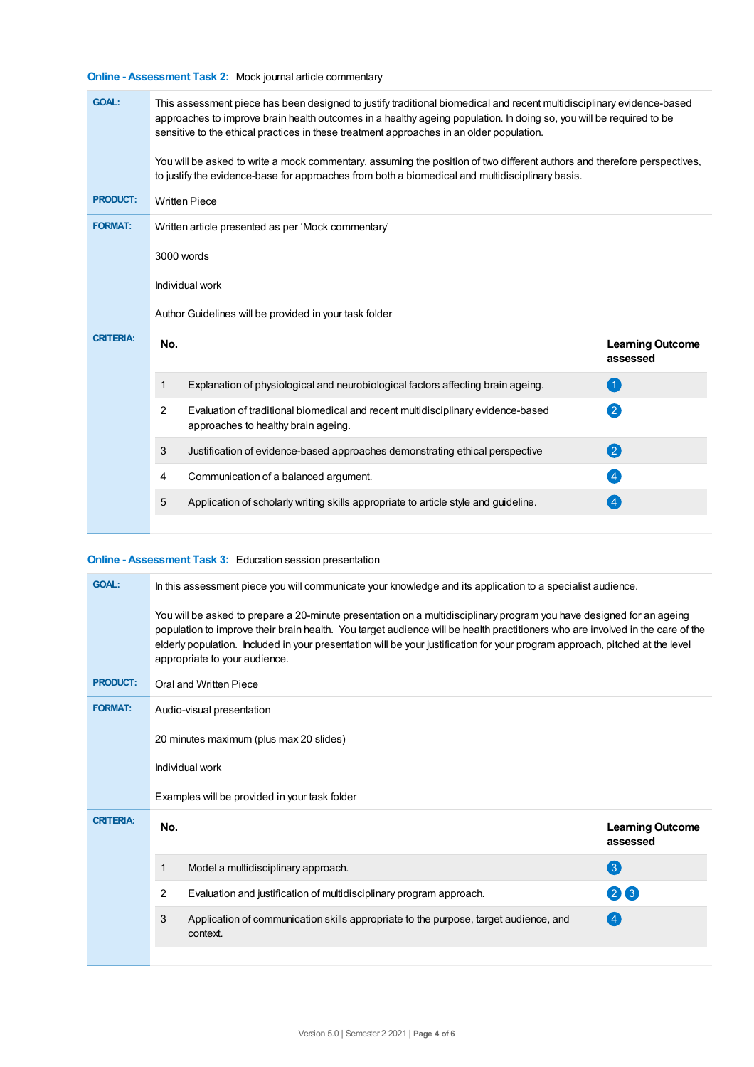### Online - Assessment Task 2: Mock journal article commentary

**GOAL:**

This assessment piece has been designed to justify traditional biomedical and recent multidisciplinary evidence-based approaches to improve brain health outcomes in a healthy ageing population. In doing so, you will be required to be sensitive to the ethical practices in these treatment approaches in an older population.

You will be asked to write a mock commentary, assuming the position of two different authors and therefore perspectives, to justify the evidence-base for approaches from both a biomedical and multidisciplinary basis.

**PRODUCT:** Written Piece

**FORMAT:**

Written article presented as per 'Mock commentary'

3000 words

Individual work

Author Guidelines will be provided in your task folder

**CRITERIA:**

| No. | | Learning Outcome assessed |
|---|---|---|
| 1 | Explanation of physiological and neurobiological factors affecting brain ageing. | 1 |
| 2 | Evaluation of traditional biomedical and recent multidisciplinary evidence-based approaches to healthy brain ageing. | 2 |
| 3 | Justification of evidence-based approaches demonstrating ethical perspective | 2 |
| 4 | Communication of a balanced argument. | 4 |
| 5 | Application of scholarly writing skills appropriate to article style and guideline. | 4 |

### Online - Assessment Task 3: Education session presentation

**GOAL:**

In this assessment piece you will communicate your knowledge and its application to a specialist audience.

You will be asked to prepare a 20-minute presentation on a multidisciplinary program you have designed for an ageing population to improve their brain health. You target audience will be health practitioners who are involved in the care of the elderly population. Included in your presentation will be your justification for your program approach, pitched at the level appropriate to your audience.

**PRODUCT:** Oral and Written Piece

**FORMAT:**

Audio-visual presentation

20 minutes maximum (plus max 20 slides)

Individual work

Examples will be provided in your task folder

**CRITERIA:**

| No. | | Learning Outcome assessed |
|---|---|---|
| 1 | Model a multidisciplinary approach. | 3 |
| 2 | Evaluation and justification of multidisciplinary program approach. | 2 3 |
| 3 | Application of communication skills appropriate to the purpose, target audience, and context. | 4 |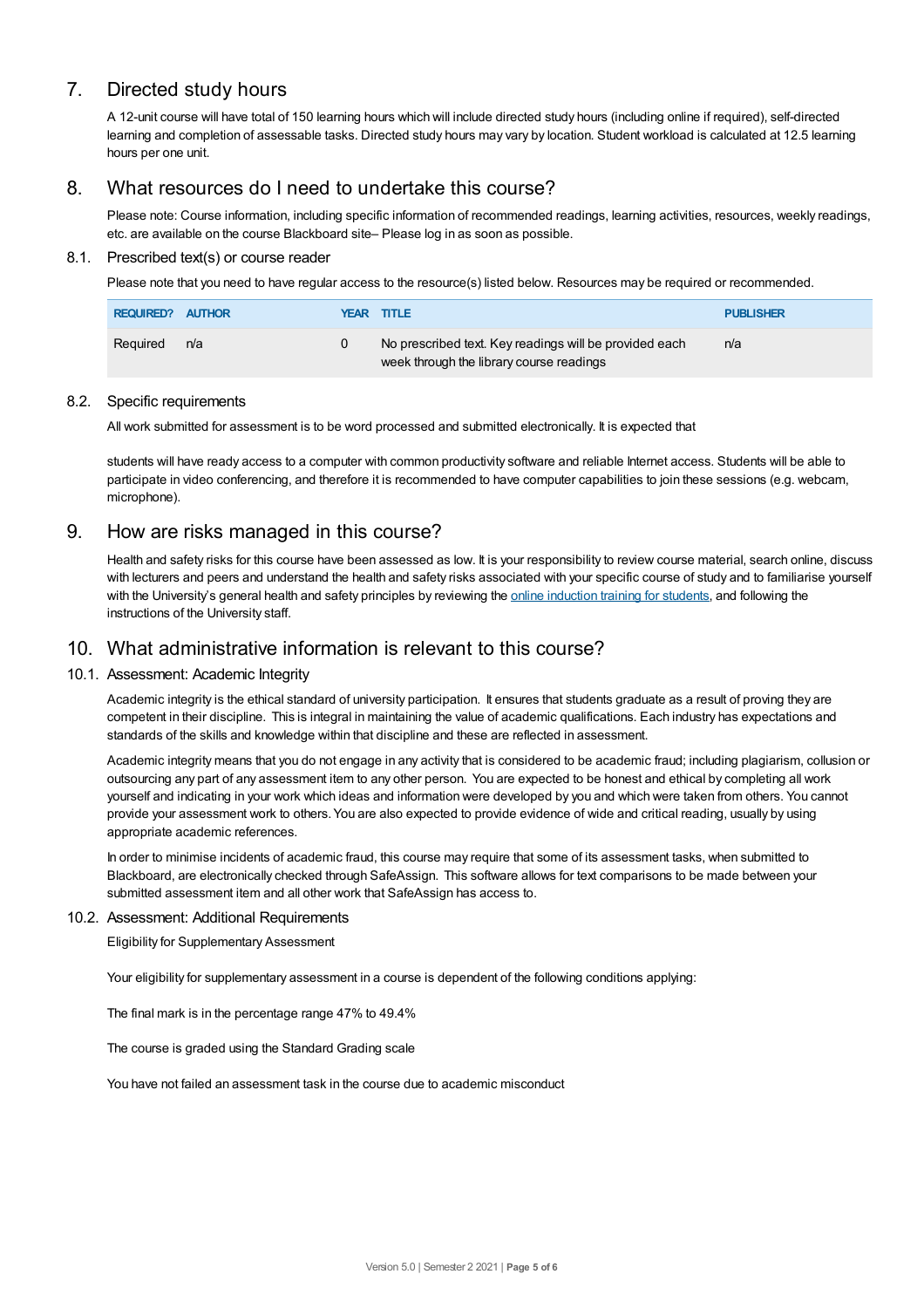## 7. Directed study hours

A 12-unit course will have total of 150 learning hours which will include directed study hours (including online if required), self-directed learning and completion of assessable tasks. Directed study hours may vary by location. Student workload is calculated at 12.5 learning hours per one unit.

## 8. What resources do I need to undertake this course?

Please note: Course information, including specific information of recommended readings, learning activities, resources, weekly readings, etc. are available on the course Blackboard site– Please log in as soon as possible.

### 8.1. Prescribed text(s) or course reader

Please note that you need to have regular access to the resource(s) listed below. Resources may be required or recommended.

| REQUIRED? | AUTHOR | YEAR | TITLE | PUBLISHER |
|---|---|---|---|---|
| Required | n/a | 0 | No prescribed text. Key readings will be provided each week through the library course readings | n/a |

### 8.2. Specific requirements

All work submitted for assessment is to be word processed and submitted electronically. It is expected that

students will have ready access to a computer with common productivity software and reliable Internet access. Students will be able to participate in video conferencing, and therefore it is recommended to have computer capabilities to join these sessions (e.g. webcam, microphone).

## 9. How are risks managed in this course?

Health and safety risks for this course have been assessed as low. It is your responsibility to review course material, search online, discuss with lecturers and peers and understand the health and safety risks associated with your specific course of study and to familiarise yourself with the University's general health and safety principles by reviewing the online induction training for students, and following the instructions of the University staff.

## 10. What administrative information is relevant to this course?

### 10.1. Assessment: Academic Integrity

Academic integrity is the ethical standard of university participation. It ensures that students graduate as a result of proving they are competent in their discipline. This is integral in maintaining the value of academic qualifications. Each industry has expectations and standards of the skills and knowledge within that discipline and these are reflected in assessment.

Academic integrity means that you do not engage in any activity that is considered to be academic fraud; including plagiarism, collusion or outsourcing any part of any assessment item to any other person. You are expected to be honest and ethical by completing all work yourself and indicating in your work which ideas and information were developed by you and which were taken from others. You cannot provide your assessment work to others. You are also expected to provide evidence of wide and critical reading, usually by using appropriate academic references.

In order to minimise incidents of academic fraud, this course may require that some of its assessment tasks, when submitted to Blackboard, are electronically checked through SafeAssign. This software allows for text comparisons to be made between your submitted assessment item and all other work that SafeAssign has access to.

### 10.2. Assessment: Additional Requirements

Eligibility for Supplementary Assessment

Your eligibility for supplementary assessment in a course is dependent of the following conditions applying:

The final mark is in the percentage range 47% to 49.4%

The course is graded using the Standard Grading scale

You have not failed an assessment task in the course due to academic misconduct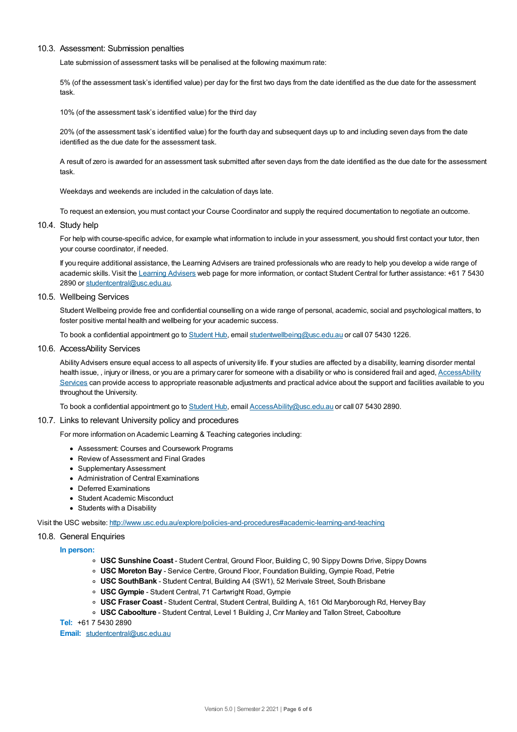### 10.3. Assessment: Submission penalties

Late submission of assessment tasks will be penalised at the following maximum rate:

5% (of the assessment task's identified value) per day for the first two days from the date identified as the due date for the assessment task.

10% (of the assessment task's identified value) for the third day

20% (of the assessment task's identified value) for the fourth day and subsequent days up to and including seven days from the date identified as the due date for the assessment task.

A result of zero is awarded for an assessment task submitted after seven days from the date identified as the due date for the assessment task.

Weekdays and weekends are included in the calculation of days late.

To request an extension, you must contact your Course Coordinator and supply the required documentation to negotiate an outcome.

### 10.4. Study help

For help with course-specific advice, for example what information to include in your assessment, you should first contact your tutor, then your course coordinator, if needed.

If you require additional assistance, the Learning Advisers are trained professionals who are ready to help you develop a wide range of academic skills. Visit the Learning Advisers web page for more information, or contact Student Central for further assistance: +61 7 5430 2890 or studentcentral@usc.edu.au.

### 10.5. Wellbeing Services

Student Wellbeing provide free and confidential counselling on a wide range of personal, academic, social and psychological matters, to foster positive mental health and wellbeing for your academic success.

To book a confidential appointment go to Student Hub, email studentwellbeing@usc.edu.au or call 07 5430 1226.

### 10.6. AccessAbility Services

Ability Advisers ensure equal access to all aspects of university life. If your studies are affected by a disability, learning disorder mental health issue, , injury or illness, or you are a primary carer for someone with a disability or who is considered frail and aged, AccessAbility Services can provide access to appropriate reasonable adjustments and practical advice about the support and facilities available to you throughout the University.

To book a confidential appointment go to Student Hub, email AccessAbility@usc.edu.au or call 07 5430 2890.

### 10.7. Links to relevant University policy and procedures

For more information on Academic Learning & Teaching categories including:

- Assessment: Courses and Coursework Programs
- Review of Assessment and Final Grades
- Supplementary Assessment
- Administration of Central Examinations
- Deferred Examinations
- Student Academic Misconduct
- Students with a Disability

Visit the USC website: http://www.usc.edu.au/explore/policies-and-procedures#academic-learning-and-teaching

### 10.8. General Enquiries

**In person:**

- **USC Sunshine Coast** - Student Central, Ground Floor, Building C, 90 Sippy Downs Drive, Sippy Downs
- **USC Moreton Bay** - Service Centre, Ground Floor, Foundation Building, Gympie Road, Petrie
- **USC SouthBank** - Student Central, Building A4 (SW1), 52 Merivale Street, South Brisbane
- **USC Gympie** - Student Central, 71 Cartwright Road, Gympie
- **USC Fraser Coast** - Student Central, Student Central, Building A, 161 Old Maryborough Rd, Hervey Bay
- **USC Caboolture** - Student Central, Level 1 Building J, Cnr Manley and Tallon Street, Caboolture

**Tel:** +61 7 5430 2890

**Email:** studentcentral@usc.edu.au